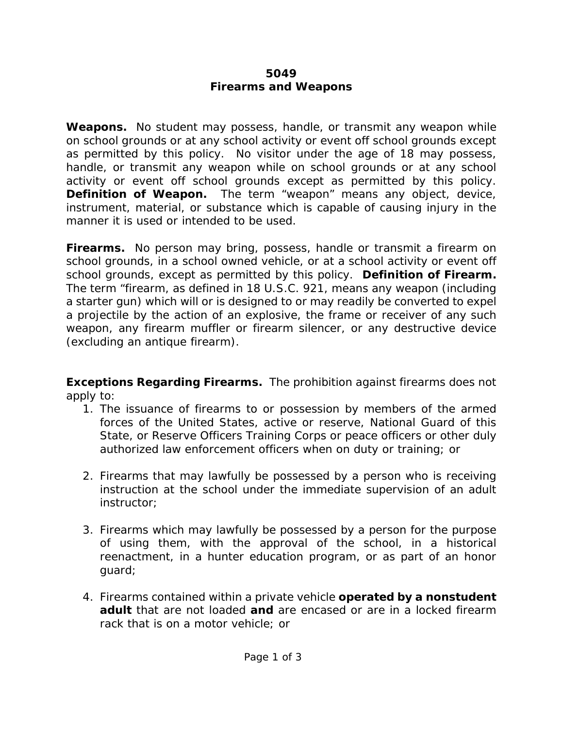# 5049
# Firearms and Weapons

**Weapons.** No student may possess, handle, or transmit any weapon while on school grounds or at any school activity or event off school grounds except as permitted by this policy. No visitor under the age of 18 may possess, handle, or transmit any weapon while on school grounds or at any school activity or event off school grounds except as permitted by this policy. **Definition of Weapon.** The term "weapon" means any object, device, instrument, material, or substance which is capable of causing injury in the manner it is used or intended to be used.

**Firearms.** No person may bring, possess, handle or transmit a firearm on school grounds, in a school owned vehicle, or at a school activity or event off school grounds, except as permitted by this policy. **Definition of Firearm.** The term "firearm, as defined in 18 U.S.C. 921, means any weapon (including a starter gun) which will or is designed to or may readily be converted to expel a projectile by the action of an explosive, the frame or receiver of any such weapon, any firearm muffler or firearm silencer, or any destructive device (excluding an antique firearm).

**Exceptions Regarding Firearms.** The prohibition against firearms does not apply to:

1. The issuance of firearms to or possession by members of the armed forces of the United States, active or reserve, National Guard of this State, or Reserve Officers Training Corps or peace officers or other duly authorized law enforcement officers when on duty or training; or

2. Firearms that may lawfully be possessed by a person who is receiving instruction at the school under the immediate supervision of an adult instructor;

3. Firearms which may lawfully be possessed by a person for the purpose of using them, with the approval of the school, in a historical reenactment, in a hunter education program, or as part of an honor guard;

4. Firearms contained within a private vehicle **operated by a nonstudent adult** that are not loaded **and** are encased or are in a locked firearm rack that is on a motor vehicle; or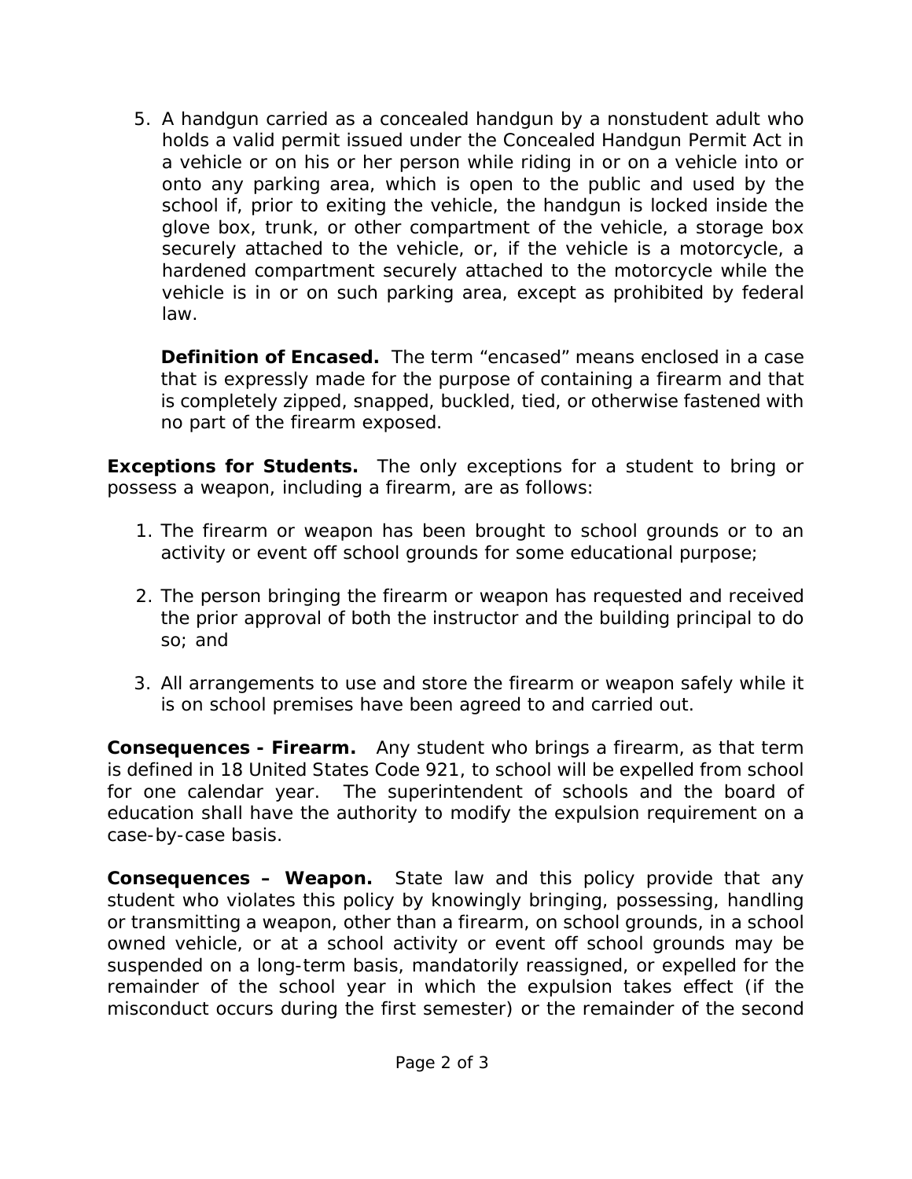5. A handgun carried as a concealed handgun by a nonstudent adult who holds a valid permit issued under the Concealed Handgun Permit Act in a vehicle or on his or her person while riding in or on a vehicle into or onto any parking area, which is open to the public and used by the school if, prior to exiting the vehicle, the handgun is locked inside the glove box, trunk, or other compartment of the vehicle, a storage box securely attached to the vehicle, or, if the vehicle is a motorcycle, a hardened compartment securely attached to the motorcycle while the vehicle is in or on such parking area, except as prohibited by federal law.

   **Definition of Encased.** The term "encased" means enclosed in a case that is expressly made for the purpose of containing a firearm and that is completely zipped, snapped, buckled, tied, or otherwise fastened with no part of the firearm exposed.

**Exceptions for Students.** The only exceptions for a student to bring or possess a weapon, including a firearm, are as follows:

1. The firearm or weapon has been brought to school grounds or to an activity or event off school grounds for some educational purpose;

2. The person bringing the firearm or weapon has requested and received the prior approval of both the instructor and the building principal to do so; and

3. All arrangements to use and store the firearm or weapon safely while it is on school premises have been agreed to and carried out.

**Consequences - Firearm.** Any student who brings a firearm, as that term is defined in 18 United States Code 921, to school will be expelled from school for one calendar year. The superintendent of schools and the board of education shall have the authority to modify the expulsion requirement on a case-by-case basis.

**Consequences – Weapon.** State law and this policy provide that any student who violates this policy by knowingly bringing, possessing, handling or transmitting a weapon, other than a firearm, on school grounds, in a school owned vehicle, or at a school activity or event off school grounds may be suspended on a long-term basis, mandatorily reassigned, or expelled for the remainder of the school year in which the expulsion takes effect (if the misconduct occurs during the first semester) or the remainder of the second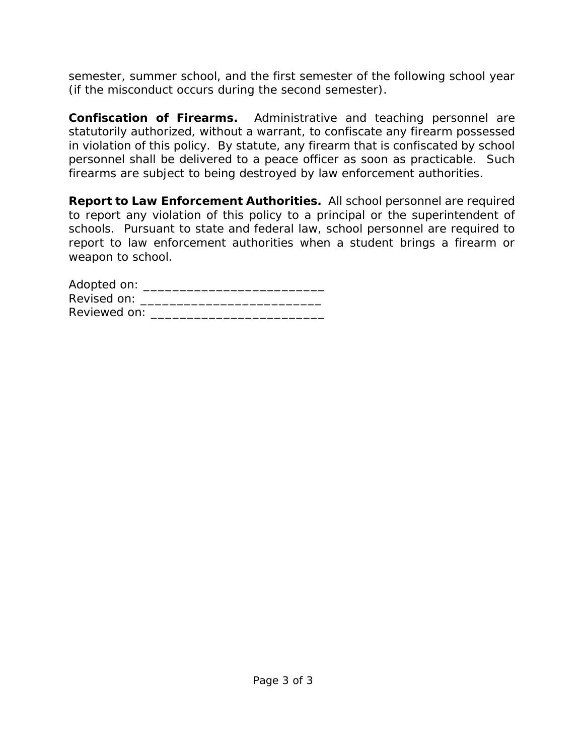semester, summer school, and the first semester of the following school year (if the misconduct occurs during the second semester).

**Confiscation of Firearms.** Administrative and teaching personnel are statutorily authorized, without a warrant, to confiscate any firearm possessed in violation of this policy. By statute, any firearm that is confiscated by school personnel shall be delivered to a peace officer as soon as practicable. Such firearms are subject to being destroyed by law enforcement authorities.

**Report to Law Enforcement Authorities.** All school personnel are required to report any violation of this policy to a principal or the superintendent of schools. Pursuant to state and federal law, school personnel are required to report to law enforcement authorities when a student brings a firearm or weapon to school.

Adopted on: _________________________
Revised on: _________________________
Reviewed on: ________________________